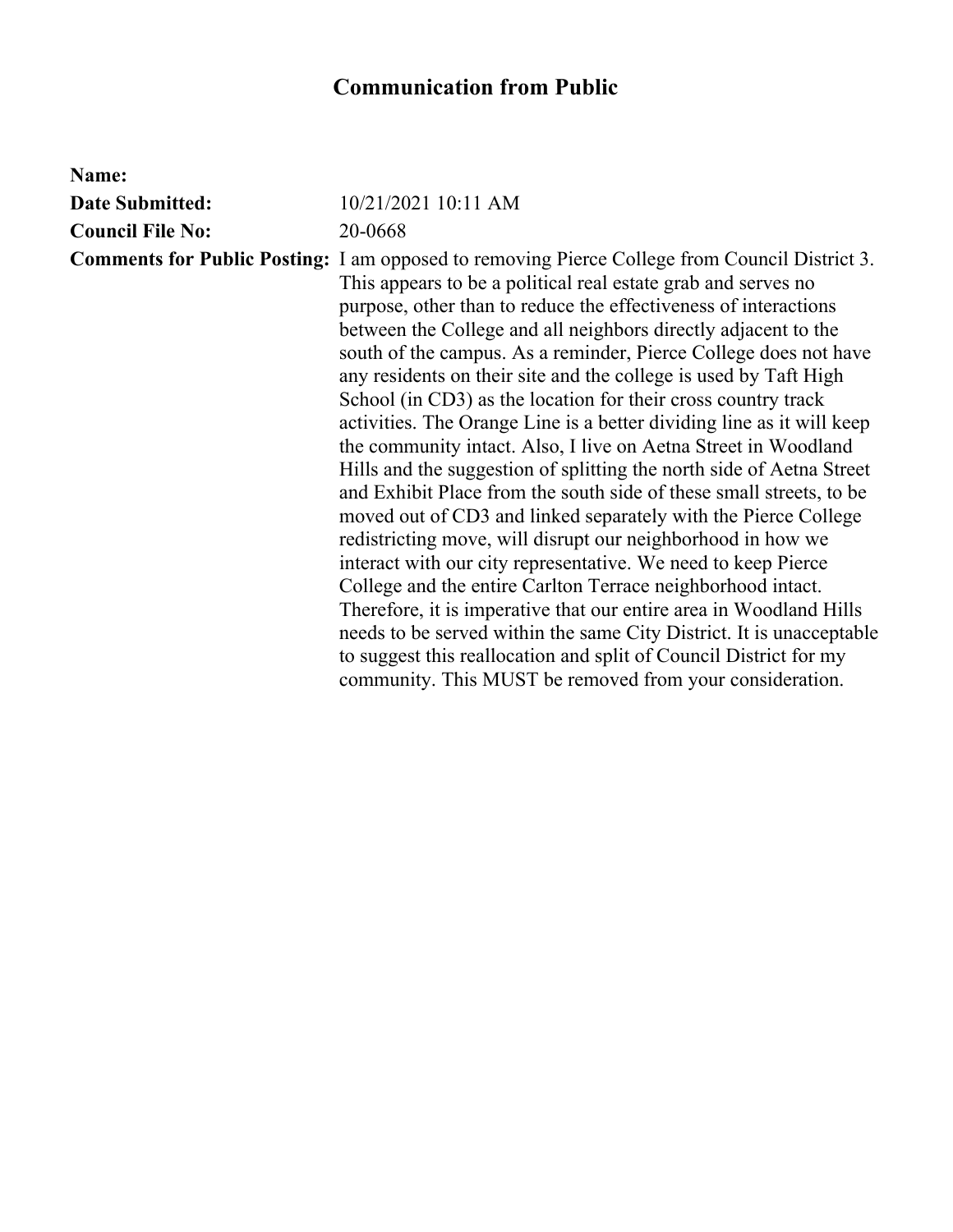# Communication from Public

**Name:**

**Date Submitted:** 10/21/2021 10:11 AM

**Council File No:** 20-0668

**Comments for Public Posting:** I am opposed to removing Pierce College from Council District 3. This appears to be a political real estate grab and serves no purpose, other than to reduce the effectiveness of interactions between the College and all neighbors directly adjacent to the south of the campus. As a reminder, Pierce College does not have any residents on their site and the college is used by Taft High School (in CD3) as the location for their cross country track activities. The Orange Line is a better dividing line as it will keep the community intact. Also, I live on Aetna Street in Woodland Hills and the suggestion of splitting the north side of Aetna Street and Exhibit Place from the south side of these small streets, to be moved out of CD3 and linked separately with the Pierce College redistricting move, will disrupt our neighborhood in how we interact with our city representative. We need to keep Pierce College and the entire Carlton Terrace neighborhood intact. Therefore, it is imperative that our entire area in Woodland Hills needs to be served within the same City District. It is unacceptable to suggest this reallocation and split of Council District for my community. This MUST be removed from your consideration.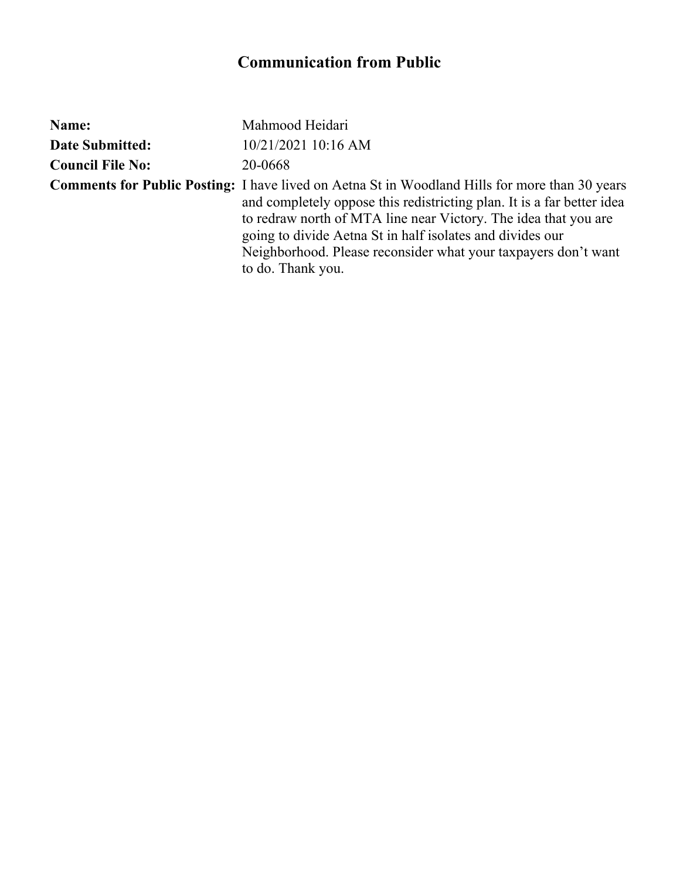# Communication from Public

**Name:** Mahmood Heidari

**Date Submitted:** 10/21/2021 10:16 AM

**Council File No:** 20-0668

**Comments for Public Posting:** I have lived on Aetna St in Woodland Hills for more than 30 years and completely oppose this redistricting plan. It is a far better idea to redraw north of MTA line near Victory. The idea that you are going to divide Aetna St in half isolates and divides our Neighborhood. Please reconsider what your taxpayers don't want to do. Thank you.